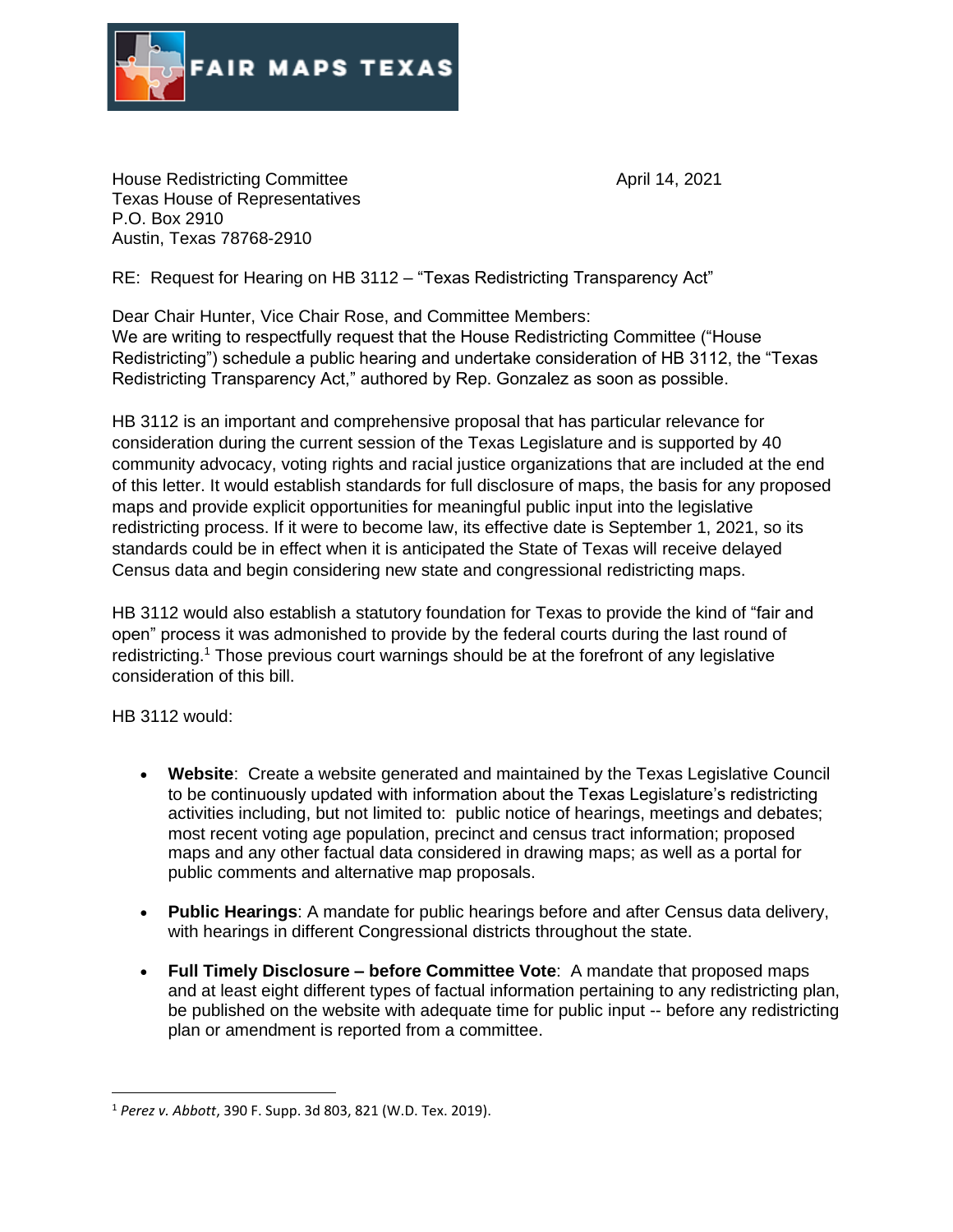FAIR MAPS TEXAS

House Redistricting Committee
Texas House of Representatives
P.O. Box 2910
Austin, Texas 78768-2910

April 14, 2021

RE: Request for Hearing on HB 3112 – "Texas Redistricting Transparency Act"

Dear Chair Hunter, Vice Chair Rose, and Committee Members:
We are writing to respectfully request that the House Redistricting Committee ("House Redistricting") schedule a public hearing and undertake consideration of HB 3112, the "Texas Redistricting Transparency Act," authored by Rep. Gonzalez as soon as possible.

HB 3112 is an important and comprehensive proposal that has particular relevance for consideration during the current session of the Texas Legislature and is supported by 40 community advocacy, voting rights and racial justice organizations that are included at the end of this letter. It would establish standards for full disclosure of maps, the basis for any proposed maps and provide explicit opportunities for meaningful public input into the legislative redistricting process. If it were to become law, its effective date is September 1, 2021, so its standards could be in effect when it is anticipated the State of Texas will receive delayed Census data and begin considering new state and congressional redistricting maps.

HB 3112 would also establish a statutory foundation for Texas to provide the kind of "fair and open" process it was admonished to provide by the federal courts during the last round of redistricting.[1] Those previous court warnings should be at the forefront of any legislative consideration of this bill.

HB 3112 would:

- **Website**: Create a website generated and maintained by the Texas Legislative Council to be continuously updated with information about the Texas Legislature's redistricting activities including, but not limited to: public notice of hearings, meetings and debates; most recent voting age population, precinct and census tract information; proposed maps and any other factual data considered in drawing maps; as well as a portal for public comments and alternative map proposals.

- **Public Hearings**: A mandate for public hearings before and after Census data delivery, with hearings in different Congressional districts throughout the state.

- **Full Timely Disclosure – before Committee Vote**: A mandate that proposed maps and at least eight different types of factual information pertaining to any redistricting plan, be published on the website with adequate time for public input -- before any redistricting plan or amendment is reported from a committee.

---

[1] *Perez v. Abbott*, 390 F. Supp. 3d 803, 821 (W.D. Tex. 2019).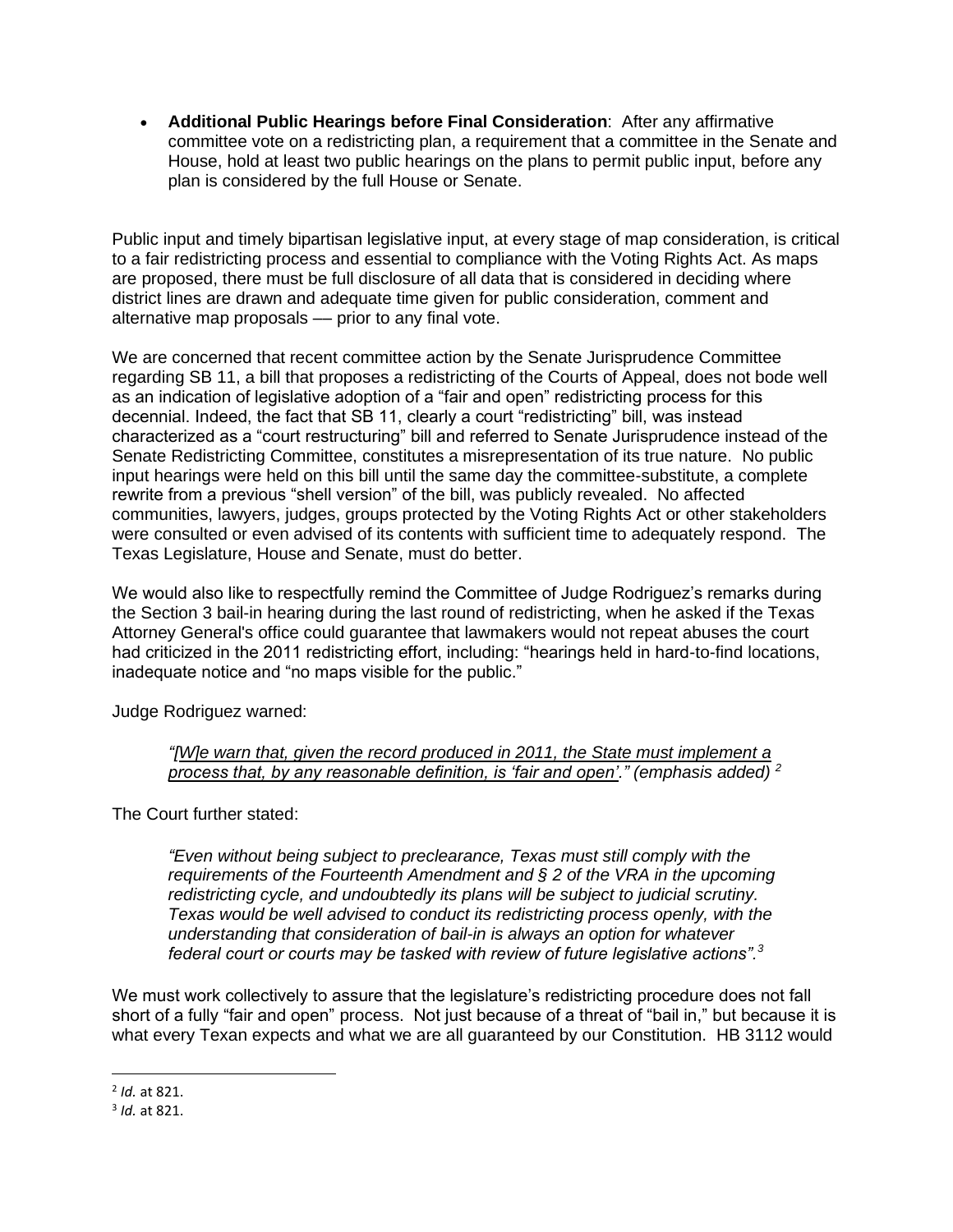- **Additional Public Hearings before Final Consideration**: After any affirmative committee vote on a redistricting plan, a requirement that a committee in the Senate and House, hold at least two public hearings on the plans to permit public input, before any plan is considered by the full House or Senate.

Public input and timely bipartisan legislative input, at every stage of map consideration, is critical to a fair redistricting process and essential to compliance with the Voting Rights Act. As maps are proposed, there must be full disclosure of all data that is considered in deciding where district lines are drawn and adequate time given for public consideration, comment and alternative map proposals — prior to any final vote.

We are concerned that recent committee action by the Senate Jurisprudence Committee regarding SB 11, a bill that proposes a redistricting of the Courts of Appeal, does not bode well as an indication of legislative adoption of a "fair and open" redistricting process for this decennial. Indeed, the fact that SB 11, clearly a court "redistricting" bill, was instead characterized as a "court restructuring" bill and referred to Senate Jurisprudence instead of the Senate Redistricting Committee, constitutes a misrepresentation of its true nature. No public input hearings were held on this bill until the same day the committee-substitute, a complete rewrite from a previous "shell version" of the bill, was publicly revealed. No affected communities, lawyers, judges, groups protected by the Voting Rights Act or other stakeholders were consulted or even advised of its contents with sufficient time to adequately respond. The Texas Legislature, House and Senate, must do better.

We would also like to respectfully remind the Committee of Judge Rodriguez's remarks during the Section 3 bail-in hearing during the last round of redistricting, when he asked if the Texas Attorney General's office could guarantee that lawmakers would not repeat abuses the court had criticized in the 2011 redistricting effort, including: "hearings held in hard-to-find locations, inadequate notice and "no maps visible for the public."

Judge Rodriguez warned:

> *"[W]e warn that, given the record produced in 2011, the State must implement a process that, by any reasonable definition, is 'fair and open'." (emphasis added)* [2]

The Court further stated:

> *"Even without being subject to preclearance, Texas must still comply with the requirements of the Fourteenth Amendment and § 2 of the VRA in the upcoming redistricting cycle, and undoubtedly its plans will be subject to judicial scrutiny. Texas would be well advised to conduct its redistricting process openly, with the understanding that consideration of bail-in is always an option for whatever federal court or courts may be tasked with review of future legislative actions".* [3]

We must work collectively to assure that the legislature's redistricting procedure does not fall short of a fully "fair and open" process. Not just because of a threat of "bail in," but because it is what every Texan expects and what we are all guaranteed by our Constitution. HB 3112 would

---

[2] *Id.* at 821.

[3] *Id.* at 821.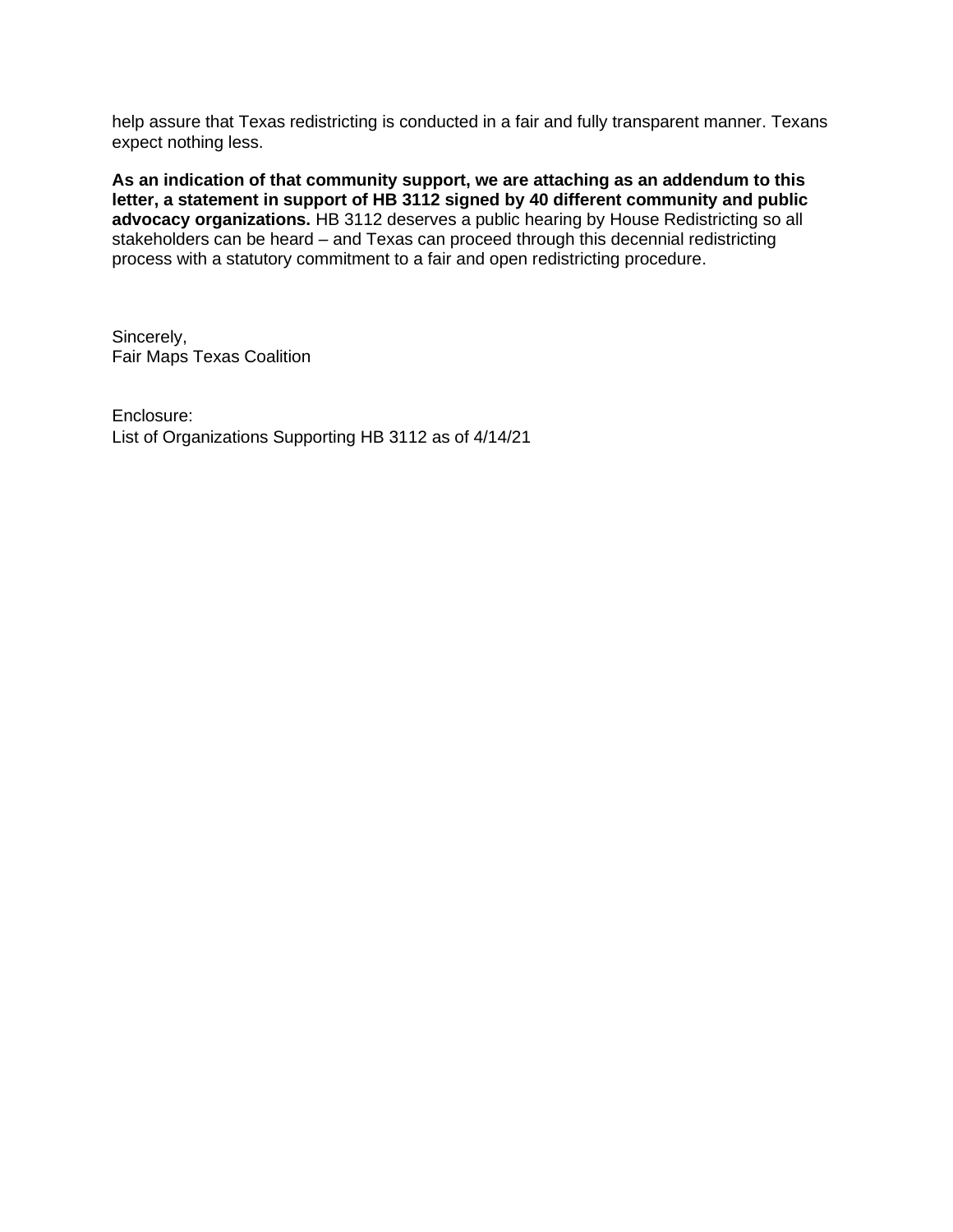help assure that Texas redistricting is conducted in a fair and fully transparent manner. Texans expect nothing less.

**As an indication of that community support, we are attaching as an addendum to this letter, a statement in support of HB 3112 signed by 40 different community and public advocacy organizations.** HB 3112 deserves a public hearing by House Redistricting so all stakeholders can be heard – and Texas can proceed through this decennial redistricting process with a statutory commitment to a fair and open redistricting procedure.

Sincerely,
Fair Maps Texas Coalition

Enclosure:
List of Organizations Supporting HB 3112 as of 4/14/21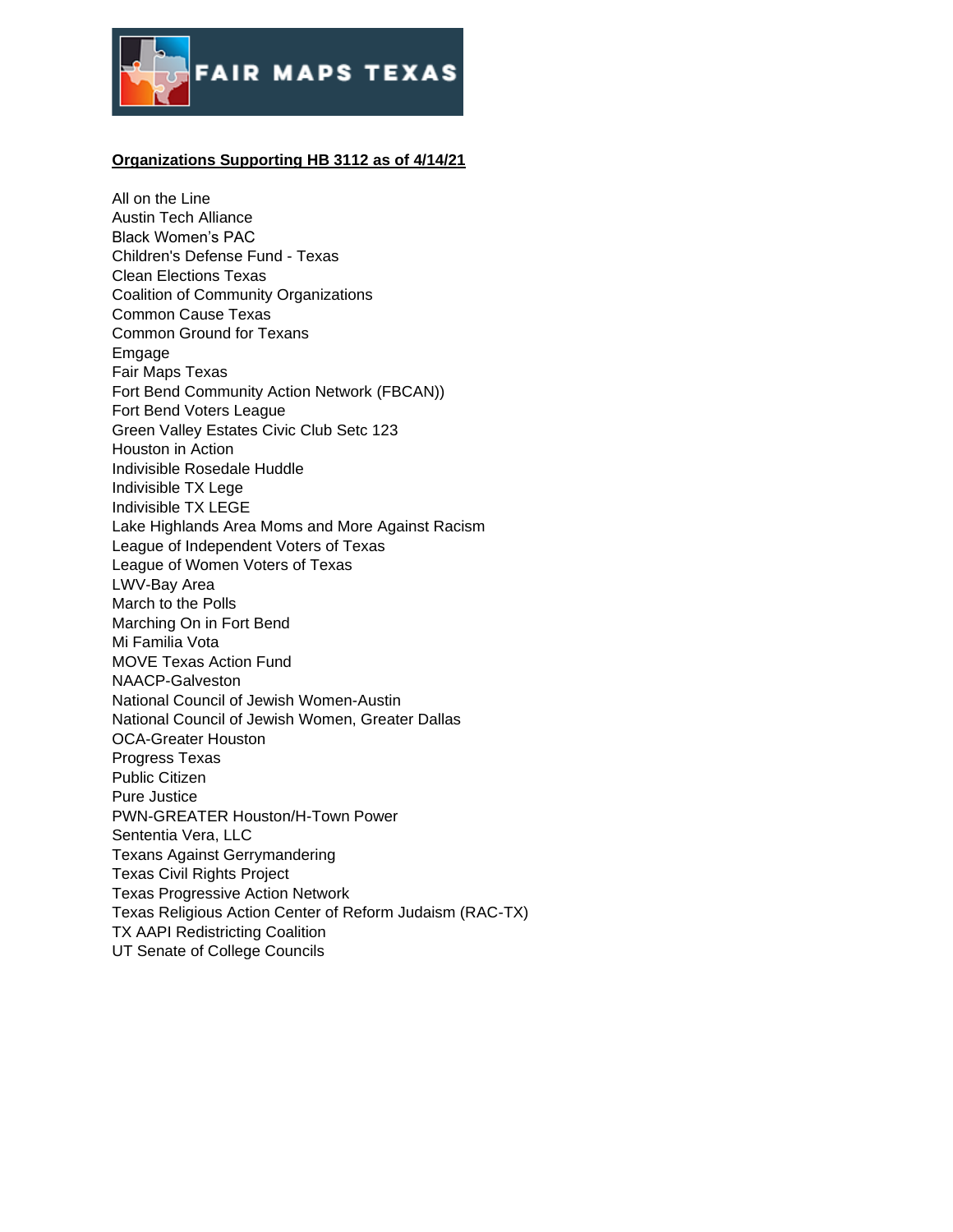FAIR MAPS TEXAS

**Organizations Supporting HB 3112 as of 4/14/21**

All on the Line
Austin Tech Alliance
Black Women's PAC
Children's Defense Fund - Texas
Clean Elections Texas
Coalition of Community Organizations
Common Cause Texas
Common Ground for Texans
Emgage
Fair Maps Texas
Fort Bend Community Action Network (FBCAN))
Fort Bend Voters League
Green Valley Estates Civic Club Setc 123
Houston in Action
Indivisible Rosedale Huddle
Indivisible TX Lege
Indivisible TX LEGE
Lake Highlands Area Moms and More Against Racism
League of Independent Voters of Texas
League of Women Voters of Texas
LWV-Bay Area
March to the Polls
Marching On in Fort Bend
Mi Familia Vota
MOVE Texas Action Fund
NAACP-Galveston
National Council of Jewish Women-Austin
National Council of Jewish Women, Greater Dallas
OCA-Greater Houston
Progress Texas
Public Citizen
Pure Justice
PWN-GREATER Houston/H-Town Power
Sententia Vera, LLC
Texans Against Gerrymandering
Texas Civil Rights Project
Texas Progressive Action Network
Texas Religious Action Center of Reform Judaism (RAC-TX)
TX AAPI Redistricting Coalition
UT Senate of College Councils